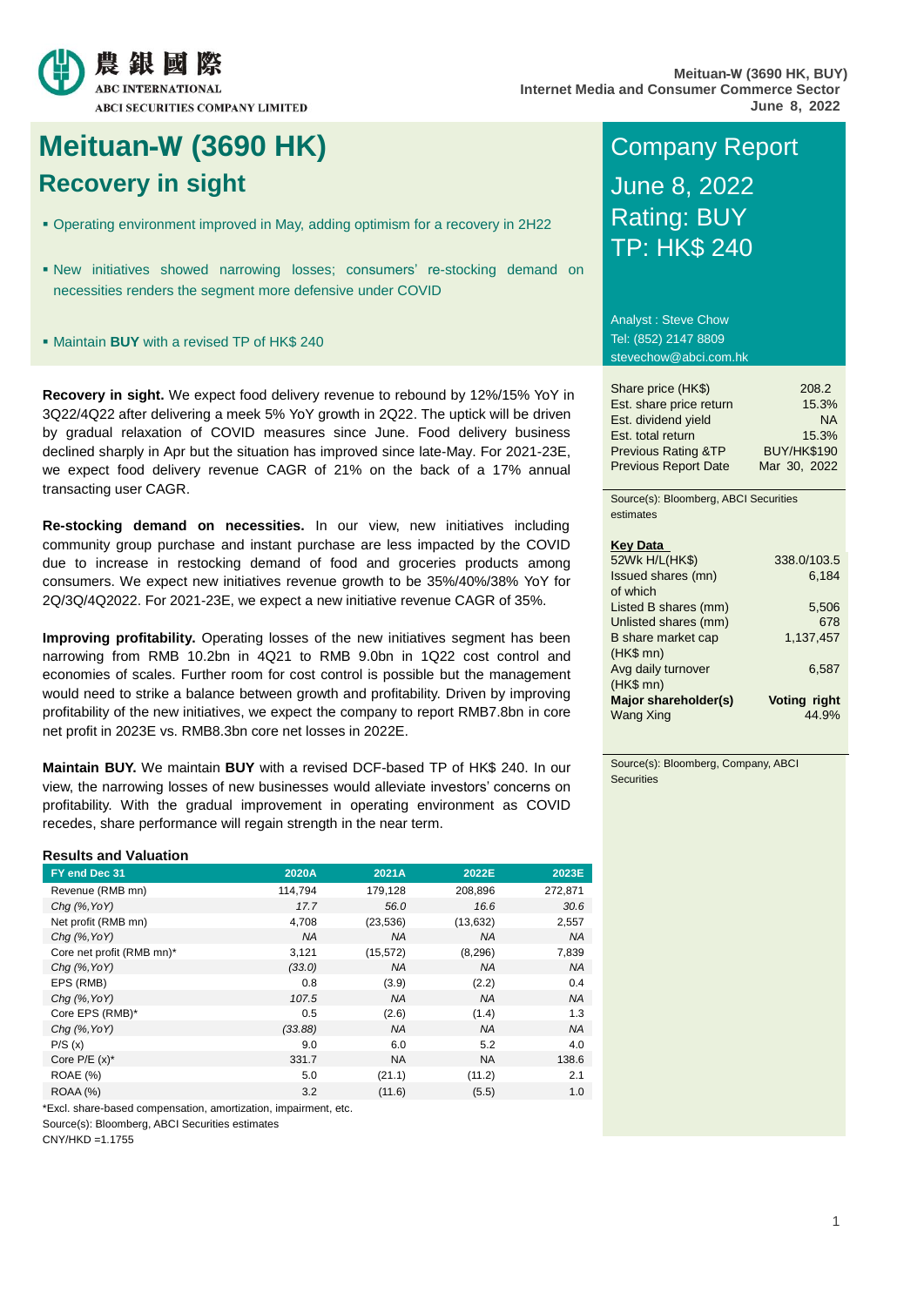農銀國際
ABC INTERNATIONAL
ABCI SECURITIES COMPANY LIMITED

Meituan-W (3690 HK, BUY)
Internet Media and Consumer Commerce Sector
June 8, 2022

# Meituan-W (3690 HK)

## Recovery in sight

- Operating environment improved in May, adding optimism for a recovery in 2H22
- New initiatives showed narrowing losses; consumers' re-stocking demand on necessities renders the segment more defensive under COVID
- Maintain **BUY** with a revised TP of HK$ 240

**Recovery in sight.** We expect food delivery revenue to rebound by 12%/15% YoY in 3Q22/4Q22 after delivering a meek 5% YoY growth in 2Q22. The uptick will be driven by gradual relaxation of COVID measures since June. Food delivery business declined sharply in Apr but the situation has improved since late-May. For 2021-23E, we expect food delivery revenue CAGR of 21% on the back of a 17% annual transacting user CAGR.

**Re-stocking demand on necessities.** In our view, new initiatives including community group purchase and instant purchase are less impacted by the COVID due to increase in restocking demand of food and groceries products among consumers. We expect new initiatives revenue growth to be 35%/40%/38% YoY for 2Q/3Q/4Q2022. For 2021-23E, we expect a new initiative revenue CAGR of 35%.

**Improving profitability.** Operating losses of the new initiatives segment has been narrowing from RMB 10.2bn in 4Q21 to RMB 9.0bn in 1Q22 cost control and economies of scales. Further room for cost control is possible but the management would need to strike a balance between growth and profitability. Driven by improving profitability of the new initiatives, we expect the company to report RMB7.8bn in core net profit in 2023E vs. RMB8.3bn core net losses in 2022E.

**Maintain BUY.** We maintain **BUY** with a revised DCF-based TP of HK$ 240. In our view, the narrowing losses of new businesses would alleviate investors' concerns on profitability. With the gradual improvement in operating environment as COVID recedes, share performance will regain strength in the near term.

**Results and Valuation**

| FY end Dec 31 | 2020A | 2021A | 2022E | 2023E |
|---|---|---|---|---|
| Revenue (RMB mn) | 114,794 | 179,128 | 208,896 | 272,871 |
| *Chg (%,YoY)* | *17.7* | *56.0* | *16.6* | *30.6* |
| Net profit (RMB mn) | 4,708 | (23,536) | (13,632) | 2,557 |
| *Chg (%,YoY)* | *NA* | *NA* | *NA* | *NA* |
| Core net profit (RMB mn)* | 3,121 | (15,572) | (8,296) | 7,839 |
| *Chg (%,YoY)* | *(33.0)* | *NA* | *NA* | *NA* |
| EPS (RMB) | 0.8 | (3.9) | (2.2) | 0.4 |
| *Chg (%,YoY)* | *107.5* | *NA* | *NA* | *NA* |
| Core EPS (RMB)* | 0.5 | (2.6) | (1.4) | 1.3 |
| *Chg (%,YoY)* | *(33.88)* | *NA* | *NA* | *NA* |
| P/S (x) | 9.0 | 6.0 | 5.2 | 4.0 |
| Core P/E (x)* | 331.7 | NA | NA | 138.6 |
| ROAE (%) | 5.0 | (21.1) | (11.2) | 2.1 |
| ROAA (%) | 3.2 | (11.6) | (5.5) | 1.0 |

*Excl. share-based compensation, amortization, impairment, etc.
Source(s): Bloomberg, ABCI Securities estimates
CNY/HKD =1.1755

## Company Report

June 8, 2022
Rating: BUY
TP: HK$ 240

Analyst : Steve Chow
Tel: (852) 2147 8809
stevechow@abci.com.hk

| | |
|---|---|
| Share price (HK$) | 208.2 |
| Est. share price return | 15.3% |
| Est. dividend yield | NA |
| Est. total return | 15.3% |
| Previous Rating &TP | BUY/HK$190 |
| Previous Report Date | Mar 30, 2022 |

Source(s): Bloomberg, ABCI Securities estimates

**Key Data**

| | |
|---|---|
| 52Wk H/L(HK$) | 338.0/103.5 |
| Issued shares (mn) | 6,184 |
| of which | |
| Listed B shares (mm) | 5,506 |
| Unlisted shares (mm) | 678 |
| B share market cap (HK$ mn) | 1,137,457 |
| Avg daily turnover (HK$ mn) | 6,587 |
| **Major shareholder(s)** | **Voting right** |
| Wang Xing | 44.9% |

Source(s): Bloomberg, Company, ABCI Securities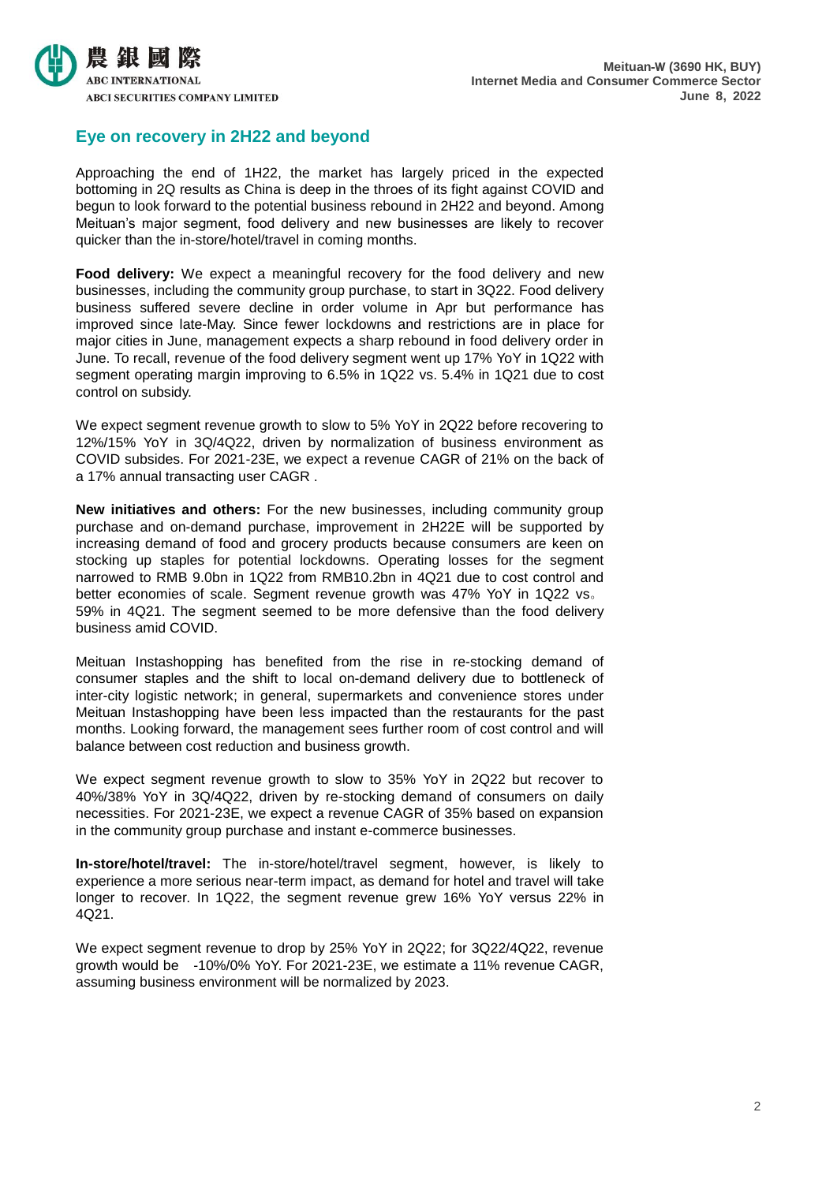## Eye on recovery in 2H22 and beyond

Approaching the end of 1H22, the market has largely priced in the expected bottoming in 2Q results as China is deep in the throes of its fight against COVID and begun to look forward to the potential business rebound in 2H22 and beyond. Among Meituan's major segment, food delivery and new businesses are likely to recover quicker than the in-store/hotel/travel in coming months.

**Food delivery:** We expect a meaningful recovery for the food delivery and new businesses, including the community group purchase, to start in 3Q22. Food delivery business suffered severe decline in order volume in Apr but performance has improved since late-May. Since fewer lockdowns and restrictions are in place for major cities in June, management expects a sharp rebound in food delivery order in June. To recall, revenue of the food delivery segment went up 17% YoY in 1Q22 with segment operating margin improving to 6.5% in 1Q22 vs. 5.4% in 1Q21 due to cost control on subsidy.

We expect segment revenue growth to slow to 5% YoY in 2Q22 before recovering to 12%/15% YoY in 3Q/4Q22, driven by normalization of business environment as COVID subsides. For 2021-23E, we expect a revenue CAGR of 21% on the back of a 17% annual transacting user CAGR .

**New initiatives and others:** For the new businesses, including community group purchase and on-demand purchase, improvement in 2H22E will be supported by increasing demand of food and grocery products because consumers are keen on stocking up staples for potential lockdowns. Operating losses for the segment narrowed to RMB 9.0bn in 1Q22 from RMB10.2bn in 4Q21 due to cost control and better economies of scale. Segment revenue growth was 47% YoY in 1Q22 vs。 59% in 4Q21. The segment seemed to be more defensive than the food delivery business amid COVID.

Meituan Instashopping has benefited from the rise in re-stocking demand of consumer staples and the shift to local on-demand delivery due to bottleneck of inter-city logistic network; in general, supermarkets and convenience stores under Meituan Instashopping have been less impacted than the restaurants for the past months. Looking forward, the management sees further room of cost control and will balance between cost reduction and business growth.

We expect segment revenue growth to slow to 35% YoY in 2Q22 but recover to 40%/38% YoY in 3Q/4Q22, driven by re-stocking demand of consumers on daily necessities. For 2021-23E, we expect a revenue CAGR of 35% based on expansion in the community group purchase and instant e-commerce businesses.

**In-store/hotel/travel:** The in-store/hotel/travel segment, however, is likely to experience a more serious near-term impact, as demand for hotel and travel will take longer to recover. In 1Q22, the segment revenue grew 16% YoY versus 22% in 4Q21.

We expect segment revenue to drop by 25% YoY in 2Q22; for 3Q22/4Q22, revenue growth would be -10%/0% YoY. For 2021-23E, we estimate a 11% revenue CAGR, assuming business environment will be normalized by 2023.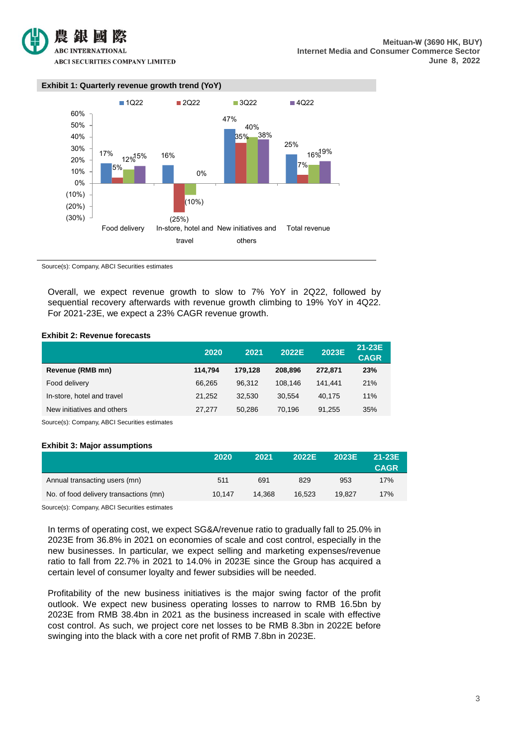**Exhibit 1: Quarterly revenue growth trend (YoY)**

| | 1Q22 | 2Q22 | 3Q22 | 4Q22 |
|---|---|---|---|---|
| Food delivery | 17% | 5% | 12% | 15% |
| In-store, hotel and travel | 16% | (25%) | (10%) | 0% |
| New initiatives and others | 47% | 35% | 40% | 38% |
| Total revenue | 25% | 7% | 16% | 19% |

Source(s): Company, ABCI Securities estimates

Overall, we expect revenue growth to slow to 7% YoY in 2Q22, followed by sequential recovery afterwards with revenue growth climbing to 19% YoY in 4Q22. For 2021-23E, we expect a 23% CAGR revenue growth.

**Exhibit 2: Revenue forecasts**

| | 2020 | 2021 | 2022E | 2023E | 21-23E CAGR |
|---|---|---|---|---|---|
| **Revenue (RMB mn)** | **114,794** | **179,128** | **208,896** | **272,871** | **23%** |
| Food delivery | 66,265 | 96,312 | 108,146 | 141,441 | 21% |
| In-store, hotel and travel | 21,252 | 32,530 | 30,554 | 40,175 | 11% |
| New initiatives and others | 27,277 | 50,286 | 70,196 | 91,255 | 35% |

Source(s): Company, ABCI Securities estimates

**Exhibit 3: Major assumptions**

| | 2020 | 2021 | 2022E | 2023E | 21-23E CAGR |
|---|---|---|---|---|---|
| Annual transacting users (mn) | 511 | 691 | 829 | 953 | 17% |
| No. of food delivery transactions (mn) | 10,147 | 14,368 | 16,523 | 19,827 | 17% |

Source(s): Company, ABCI Securities estimates

In terms of operating cost, we expect SG&A/revenue ratio to gradually fall to 25.0% in 2023E from 36.8% in 2021 on economies of scale and cost control, especially in the new businesses. In particular, we expect selling and marketing expenses/revenue ratio to fall from 22.7% in 2021 to 14.0% in 2023E since the Group has acquired a certain level of consumer loyalty and fewer subsidies will be needed.

Profitability of the new business initiatives is the major swing factor of the profit outlook. We expect new business operating losses to narrow to RMB 16.5bn by 2023E from RMB 38.4bn in 2021 as the business increased in scale with effective cost control. As such, we project core net losses to be RMB 8.3bn in 2022E before swinging into the black with a core net profit of RMB 7.8bn in 2023E.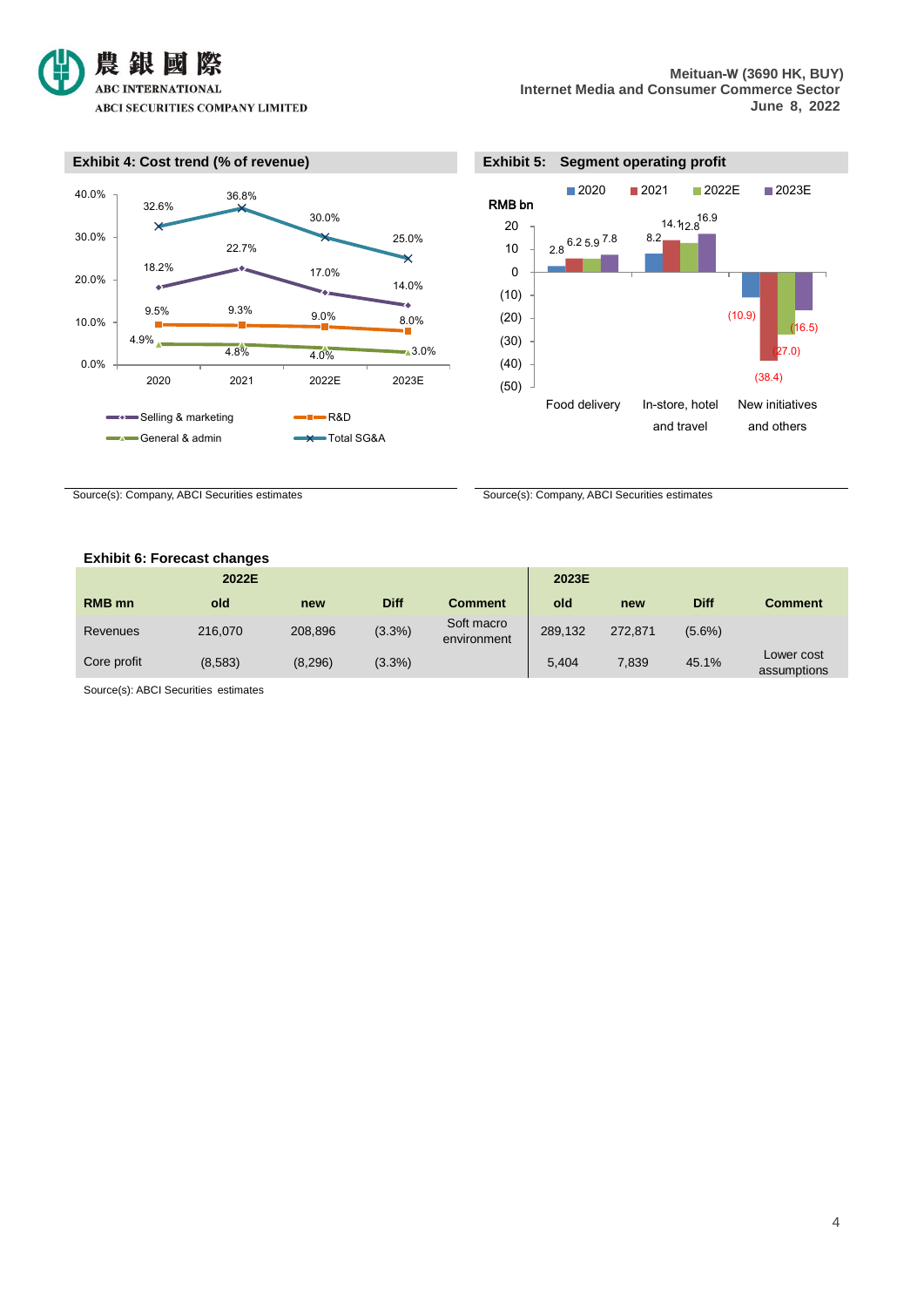**Exhibit 4: Cost trend (% of revenue)**

| | 2020 | 2021 | 2022E | 2023E |
|---|---|---|---|---|
| Selling & marketing | 18.2% | 22.7% | 17.0% | 14.0% |
| R&D | 9.5% | 9.3% | 9.0% | 8.0% |
| General & admin | 4.9% | 4.8% | 4.0% | 3.0% |
| Total SG&A | 32.6% | 36.8% | 30.0% | 25.0% |

Source(s): Company, ABCI Securities estimates

**Exhibit 5: Segment operating profit**

| RMB bn | 2020 | 2021 | 2022E | 2023E |
|---|---|---|---|---|
| Food delivery | 2.8 | 6.2 | 5.9 | 7.8 |
| In-store, hotel and travel | 8.2 | 14.1 | 12.8 | 16.9 |
| New initiatives and others | (10.9) | (38.4) | (27.0) | (16.5) |

Source(s): Company, ABCI Securities estimates

**Exhibit 6: Forecast changes**

| | 2022E | | | | 2023E | | | |
|---|---|---|---|---|---|---|---|---|
| **RMB mn** | **old** | **new** | **Diff** | **Comment** | **old** | **new** | **Diff** | **Comment** |
| Revenues | 216,070 | 208,896 | (3.3%) | Soft macro environment | 289,132 | 272,871 | (5.6%) | |
| Core profit | (8,583) | (8,296) | (3.3%) | | 5,404 | 7,839 | 45.1% | Lower cost assumptions |

Source(s): ABCI Securities estimates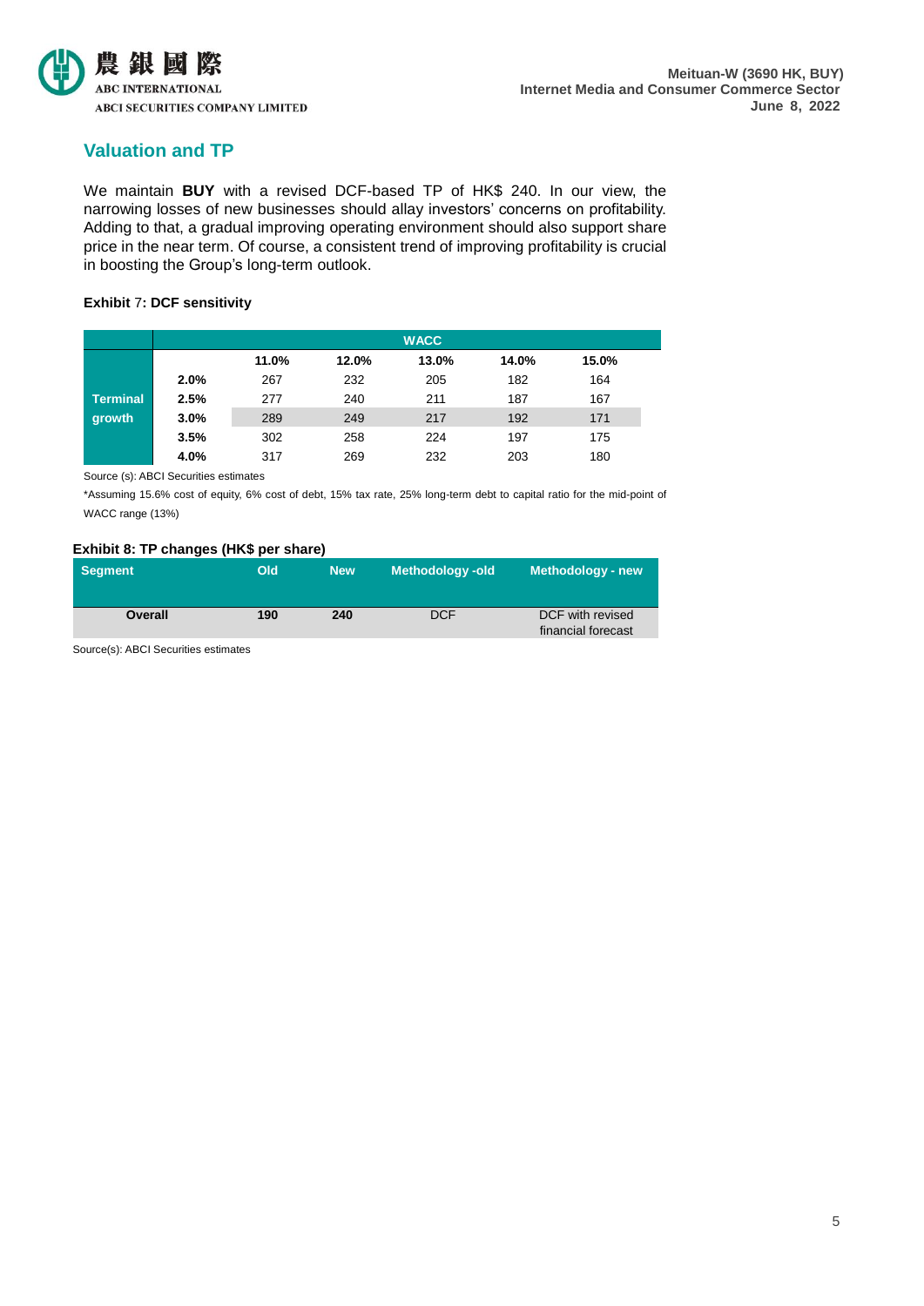## Valuation and TP

We maintain **BUY** with a revised DCF-based TP of HK$ 240. In our view, the narrowing losses of new businesses should allay investors' concerns on profitability. Adding to that, a gradual improving operating environment should also support share price in the near term. Of course, a consistent trend of improving profitability is crucial in boosting the Group's long-term outlook.

**Exhibit 7: DCF sensitivity**

| | | WACC | | | | |
|---|---|---|---|---|---|---|
| | | 11.0% | 12.0% | 13.0% | 14.0% | 15.0% |
| Terminal growth | 2.0% | 267 | 232 | 205 | 182 | 164 |
| | 2.5% | 277 | 240 | 211 | 187 | 167 |
| | 3.0% | 289 | 249 | 217 | 192 | 171 |
| | 3.5% | 302 | 258 | 224 | 197 | 175 |
| | 4.0% | 317 | 269 | 232 | 203 | 180 |

Source (s): ABCI Securities estimates

*Assuming 15.6% cost of equity, 6% cost of debt, 15% tax rate, 25% long-term debt to capital ratio for the mid-point of WACC range (13%)

**Exhibit 8: TP changes (HK$ per share)**

| Segment | Old | New | Methodology -old | Methodology - new |
|---|---|---|---|---|
| **Overall** | **190** | **240** | DCF | DCF with revised financial forecast |

Source(s): ABCI Securities estimates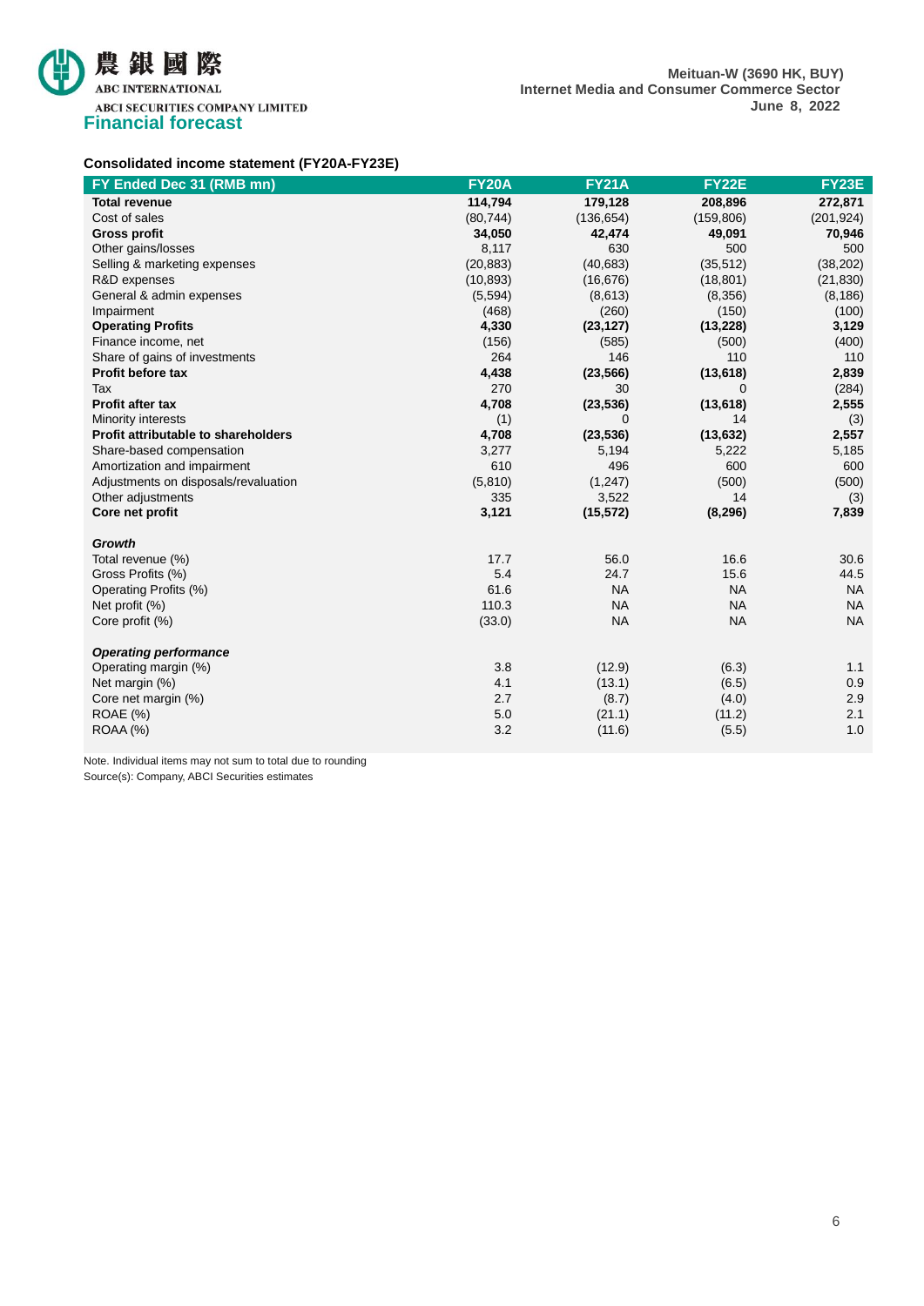## Financial forecast

**Consolidated income statement (FY20A-FY23E)**

| FY Ended Dec 31 (RMB mn) | FY20A | FY21A | FY22E | FY23E |
|---|---|---|---|---|
| **Total revenue** | **114,794** | **179,128** | **208,896** | **272,871** |
| Cost of sales | (80,744) | (136,654) | (159,806) | (201,924) |
| **Gross profit** | **34,050** | **42,474** | **49,091** | **70,946** |
| Other gains/losses | 8,117 | 630 | 500 | 500 |
| Selling & marketing expenses | (20,883) | (40,683) | (35,512) | (38,202) |
| R&D expenses | (10,893) | (16,676) | (18,801) | (21,830) |
| General & admin expenses | (5,594) | (8,613) | (8,356) | (8,186) |
| Impairment | (468) | (260) | (150) | (100) |
| **Operating Profits** | **4,330** | **(23,127)** | **(13,228)** | **3,129** |
| Finance income, net | (156) | (585) | (500) | (400) |
| Share of gains of investments | 264 | 146 | 110 | 110 |
| **Profit before tax** | **4,438** | **(23,566)** | **(13,618)** | **2,839** |
| Tax | 270 | 30 | 0 | (284) |
| **Profit after tax** | **4,708** | **(23,536)** | **(13,618)** | **2,555** |
| Minority interests | (1) | 0 | 14 | (3) |
| **Profit attributable to shareholders** | **4,708** | **(23,536)** | **(13,632)** | **2,557** |
| Share-based compensation | 3,277 | 5,194 | 5,222 | 5,185 |
| Amortization and impairment | 610 | 496 | 600 | 600 |
| Adjustments on disposals/revaluation | (5,810) | (1,247) | (500) | (500) |
| Other adjustments | 335 | 3,522 | 14 | (3) |
| **Core net profit** | **3,121** | **(15,572)** | **(8,296)** | **7,839** |
| | | | | |
| ***Growth*** | | | | |
| Total revenue (%) | 17.7 | 56.0 | 16.6 | 30.6 |
| Gross Profits (%) | 5.4 | 24.7 | 15.6 | 44.5 |
| Operating Profits (%) | 61.6 | NA | NA | NA |
| Net profit (%) | 110.3 | NA | NA | NA |
| Core profit (%) | (33.0) | NA | NA | NA |
| | | | | |
| ***Operating performance*** | | | | |
| Operating margin (%) | 3.8 | (12.9) | (6.3) | 1.1 |
| Net margin (%) | 4.1 | (13.1) | (6.5) | 0.9 |
| Core net margin (%) | 2.7 | (8.7) | (4.0) | 2.9 |
| ROAE (%) | 5.0 | (21.1) | (11.2) | 2.1 |
| ROAA (%) | 3.2 | (11.6) | (5.5) | 1.0 |

Note. Individual items may not sum to total due to rounding

Source(s): Company, ABCI Securities estimates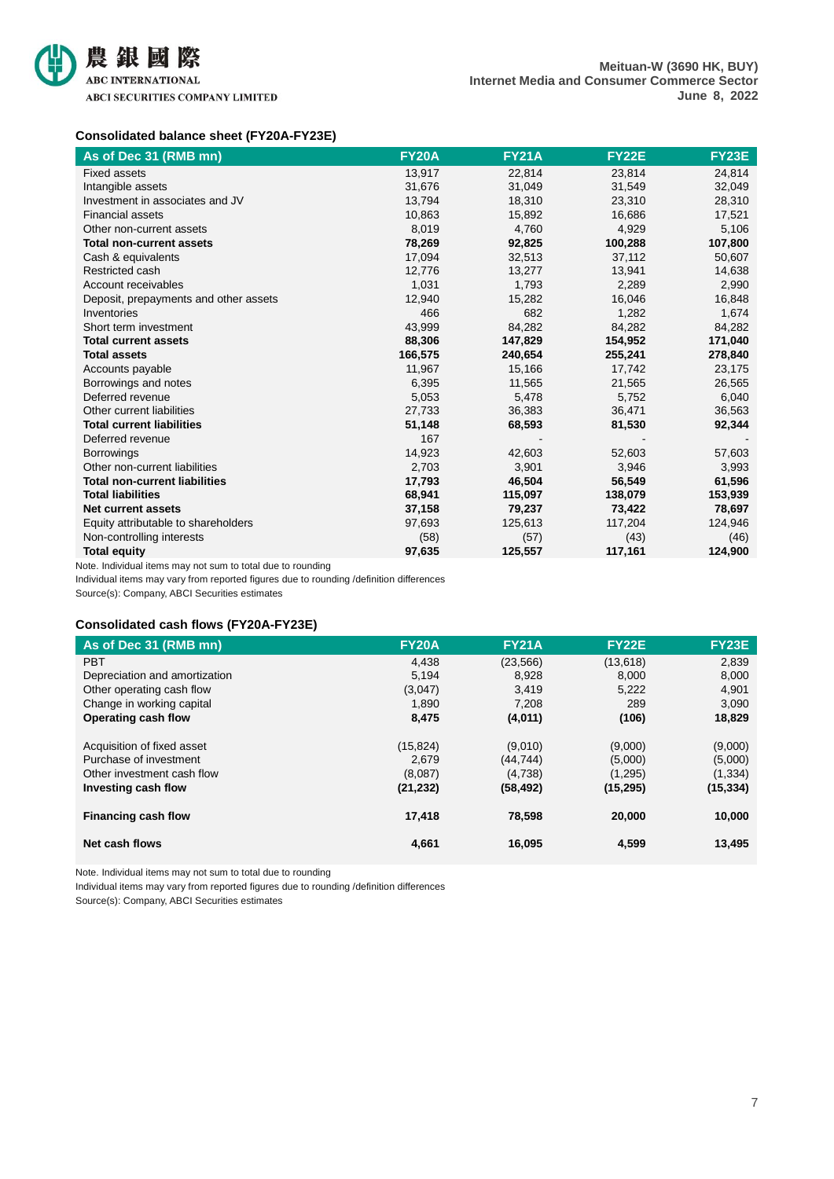### Consolidated balance sheet (FY20A-FY23E)

| As of Dec 31 (RMB mn) | FY20A | FY21A | FY22E | FY23E |
|---|---|---|---|---|
| Fixed assets | 13,917 | 22,814 | 23,814 | 24,814 |
| Intangible assets | 31,676 | 31,049 | 31,549 | 32,049 |
| Investment in associates and JV | 13,794 | 18,310 | 23,310 | 28,310 |
| Financial assets | 10,863 | 15,892 | 16,686 | 17,521 |
| Other non-current assets | 8,019 | 4,760 | 4,929 | 5,106 |
| **Total non-current assets** | **78,269** | **92,825** | **100,288** | **107,800** |
| Cash & equivalents | 17,094 | 32,513 | 37,112 | 50,607 |
| Restricted cash | 12,776 | 13,277 | 13,941 | 14,638 |
| Account receivables | 1,031 | 1,793 | 2,289 | 2,990 |
| Deposit, prepayments and other assets | 12,940 | 15,282 | 16,046 | 16,848 |
| Inventories | 466 | 682 | 1,282 | 1,674 |
| Short term investment | 43,999 | 84,282 | 84,282 | 84,282 |
| **Total current assets** | **88,306** | **147,829** | **154,952** | **171,040** |
| **Total assets** | **166,575** | **240,654** | **255,241** | **278,840** |
| Accounts payable | 11,967 | 15,166 | 17,742 | 23,175 |
| Borrowings and notes | 6,395 | 11,565 | 21,565 | 26,565 |
| Deferred revenue | 5,053 | 5,478 | 5,752 | 6,040 |
| Other current liabilities | 27,733 | 36,383 | 36,471 | 36,563 |
| **Total current liabilities** | **51,148** | **68,593** | **81,530** | **92,344** |
| Deferred revenue | 167 | - | - | - |
| Borrowings | 14,923 | 42,603 | 52,603 | 57,603 |
| Other non-current liabilities | 2,703 | 3,901 | 3,946 | 3,993 |
| **Total non-current liabilities** | **17,793** | **46,504** | **56,549** | **61,596** |
| **Total liabilities** | **68,941** | **115,097** | **138,079** | **153,939** |
| **Net current assets** | **37,158** | **79,237** | **73,422** | **78,697** |
| Equity attributable to shareholders | 97,693 | 125,613 | 117,204 | 124,946 |
| Non-controlling interests | (58) | (57) | (43) | (46) |
| **Total equity** | **97,635** | **125,557** | **117,161** | **124,900** |

Note. Individual items may not sum to total due to rounding
Individual items may vary from reported figures due to rounding /definition differences
Source(s): Company, ABCI Securities estimates

### Consolidated cash flows (FY20A-FY23E)

| As of Dec 31 (RMB mn) | FY20A | FY21A | FY22E | FY23E |
|---|---|---|---|---|
| PBT | 4,438 | (23,566) | (13,618) | 2,839 |
| Depreciation and amortization | 5,194 | 8,928 | 8,000 | 8,000 |
| Other operating cash flow | (3,047) | 3,419 | 5,222 | 4,901 |
| Change in working capital | 1,890 | 7,208 | 289 | 3,090 |
| **Operating cash flow** | **8,475** | **(4,011)** | **(106)** | **18,829** |
| | | | | |
| Acquisition of fixed asset | (15,824) | (9,010) | (9,000) | (9,000) |
| Purchase of investment | 2,679 | (44,744) | (5,000) | (5,000) |
| Other investment cash flow | (8,087) | (4,738) | (1,295) | (1,334) |
| **Investing cash flow** | **(21,232)** | **(58,492)** | **(15,295)** | **(15,334)** |
| | | | | |
| **Financing cash flow** | **17,418** | **78,598** | **20,000** | **10,000** |
| | | | | |
| **Net cash flows** | **4,661** | **16,095** | **4,599** | **13,495** |

Note. Individual items may not sum to total due to rounding
Individual items may vary from reported figures due to rounding /definition differences
Source(s): Company, ABCI Securities estimates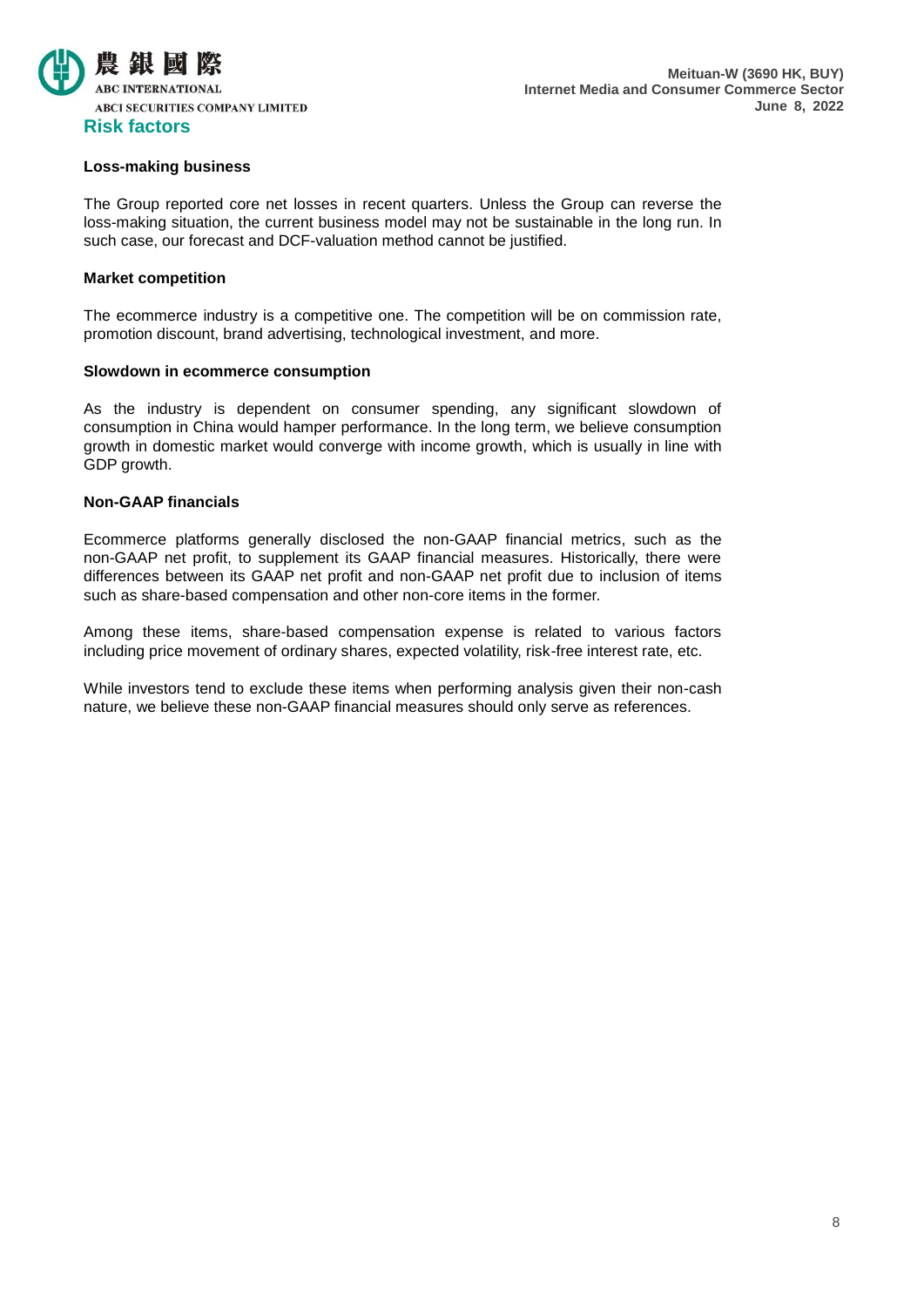## Risk factors

**Loss-making business**

The Group reported core net losses in recent quarters. Unless the Group can reverse the loss-making situation, the current business model may not be sustainable in the long run. In such case, our forecast and DCF-valuation method cannot be justified.

**Market competition**

The ecommerce industry is a competitive one. The competition will be on commission rate, promotion discount, brand advertising, technological investment, and more.

**Slowdown in ecommerce consumption**

As the industry is dependent on consumer spending, any significant slowdown of consumption in China would hamper performance. In the long term, we believe consumption growth in domestic market would converge with income growth, which is usually in line with GDP growth.

**Non-GAAP financials**

Ecommerce platforms generally disclosed the non-GAAP financial metrics, such as the non-GAAP net profit, to supplement its GAAP financial measures. Historically, there were differences between its GAAP net profit and non-GAAP net profit due to inclusion of items such as share-based compensation and other non-core items in the former.

Among these items, share-based compensation expense is related to various factors including price movement of ordinary shares, expected volatility, risk-free interest rate, etc.

While investors tend to exclude these items when performing analysis given their non-cash nature, we believe these non-GAAP financial measures should only serve as references.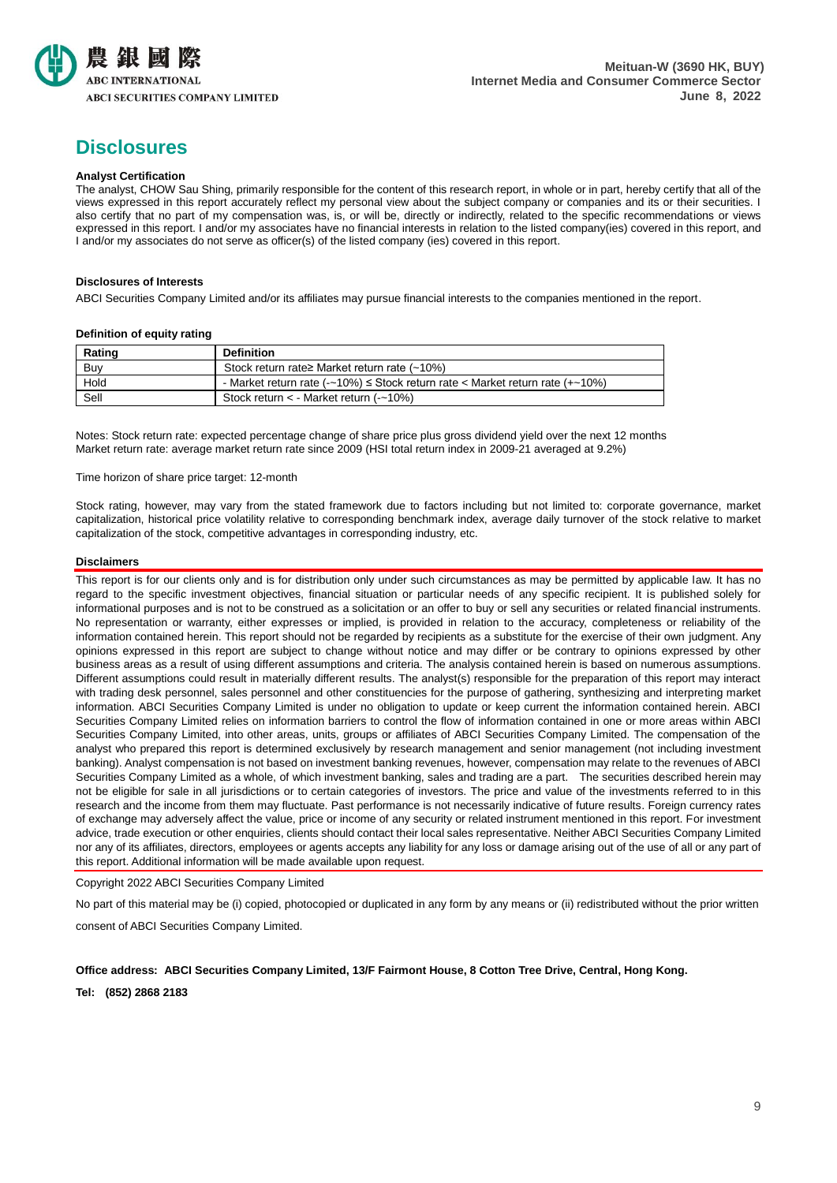# Disclosures

**Analyst Certification**

The analyst, CHOW Sau Shing, primarily responsible for the content of this research report, in whole or in part, hereby certify that all of the views expressed in this report accurately reflect my personal view about the subject company or companies and its or their securities. I also certify that no part of my compensation was, is, or will be, directly or indirectly, related to the specific recommendations or views expressed in this report. I and/or my associates have no financial interests in relation to the listed company(ies) covered in this report, and I and/or my associates do not serve as officer(s) of the listed company (ies) covered in this report.

**Disclosures of Interests**

ABCI Securities Company Limited and/or its affiliates may pursue financial interests to the companies mentioned in the report.

**Definition of equity rating**

| Rating | Definition |
|---|---|
| Buy | Stock return rate≥ Market return rate (~10%) |
| Hold | - Market return rate (-~10%) ≤ Stock return rate < Market return rate (+~10%) |
| Sell | Stock return < - Market return (-~10%) |

Notes: Stock return rate: expected percentage change of share price plus gross dividend yield over the next 12 months
Market return rate: average market return rate since 2009 (HSI total return index in 2009-21 averaged at 9.2%)

Time horizon of share price target: 12-month

Stock rating, however, may vary from the stated framework due to factors including but not limited to: corporate governance, market capitalization, historical price volatility relative to corresponding benchmark index, average daily turnover of the stock relative to market capitalization of the stock, competitive advantages in corresponding industry, etc.

**Disclaimers**

This report is for our clients only and is for distribution only under such circumstances as may be permitted by applicable law. It has no regard to the specific investment objectives, financial situation or particular needs of any specific recipient. It is published solely for informational purposes and is not to be construed as a solicitation or an offer to buy or sell any securities or related financial instruments. No representation or warranty, either expresses or implied, is provided in relation to the accuracy, completeness or reliability of the information contained herein. This report should not be regarded by recipients as a substitute for the exercise of their own judgment. Any opinions expressed in this report are subject to change without notice and may differ or be contrary to opinions expressed by other business areas as a result of using different assumptions and criteria. The analysis contained herein is based on numerous assumptions. Different assumptions could result in materially different results. The analyst(s) responsible for the preparation of this report may interact with trading desk personnel, sales personnel and other constituencies for the purpose of gathering, synthesizing and interpreting market information. ABCI Securities Company Limited is under no obligation to update or keep current the information contained herein. ABCI Securities Company Limited relies on information barriers to control the flow of information contained in one or more areas within ABCI Securities Company Limited, into other areas, units, groups or affiliates of ABCI Securities Company Limited. The compensation of the analyst who prepared this report is determined exclusively by research management and senior management (not including investment banking). Analyst compensation is not based on investment banking revenues, however, compensation may relate to the revenues of ABCI Securities Company Limited as a whole, of which investment banking, sales and trading are a part. The securities described herein may not be eligible for sale in all jurisdictions or to certain categories of investors. The price and value of the investments referred to in this research and the income from them may fluctuate. Past performance is not necessarily indicative of future results. Foreign currency rates of exchange may adversely affect the value, price or income of any security or related instrument mentioned in this report. For investment advice, trade execution or other enquiries, clients should contact their local sales representative. Neither ABCI Securities Company Limited nor any of its affiliates, directors, employees or agents accepts any liability for any loss or damage arising out of the use of all or any part of this report. Additional information will be made available upon request.

Copyright 2022 ABCI Securities Company Limited

No part of this material may be (i) copied, photocopied or duplicated in any form by any means or (ii) redistributed without the prior written consent of ABCI Securities Company Limited.

**Office address: ABCI Securities Company Limited, 13/F Fairmont House, 8 Cotton Tree Drive, Central, Hong Kong.**

**Tel: (852) 2868 2183**